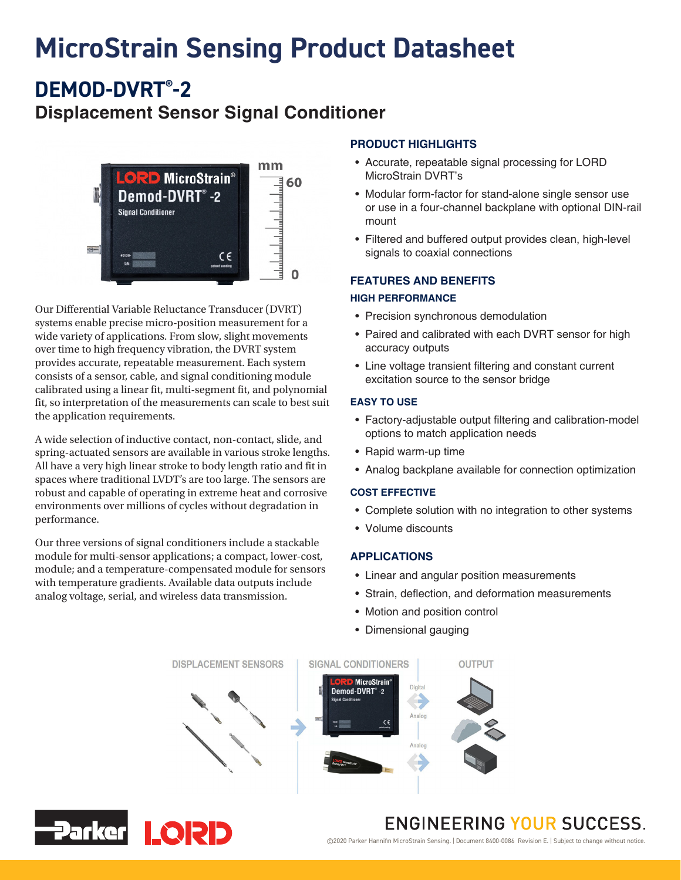# MicroStrain Sensing Product Datasheet

## DEMOD-DVRT®-2

### Displacement Sensor Signal Conditioner

Our Differential Variable Reluctance Transducer (DVRT) systems enable precise micro-position measurement for a wide variety of applications. From slow, slight movements over time to high frequency vibration, the DVRT system provides accurate, repeatable measurement. Each system consists of a sensor, cable, and signal conditioning module calibrated using a linear fit, multi-segment fit, and polynomial fit, so interpretation of the measurements can scale to best suit the application requirements.

A wide selection of inductive contact, non-contact, slide, and spring-actuated sensors are available in various stroke lengths. All have a very high linear stroke to body length ratio and fit in spaces where traditional LVDT's are too large. The sensors are robust and capable of operating in extreme heat and corrosive environments over millions of cycles without degradation in performance.

Our three versions of signal conditioners include a stackable module for multi-sensor applications; a compact, lower-cost, module; and a temperature-compensated module for sensors with temperature gradients. Available data outputs include analog voltage, serial, and wireless data transmission.

### PRODUCT HIGHLIGHTS

- Accurate, repeatable signal processing for LORD MicroStrain DVRT's
- Modular form-factor for stand-alone single sensor use or use in a four-channel backplane with optional DIN-rail mount
- Filtered and buffered output provides clean, high-level signals to coaxial connections

### FEATURES AND BENEFITS

#### HIGH PERFORMANCE

- Precision synchronous demodulation
- Paired and calibrated with each DVRT sensor for high accuracy outputs
- Line voltage transient filtering and constant current excitation source to the sensor bridge

#### EASY TO USE

- Factory-adjustable output filtering and calibration-model options to match application needs
- Rapid warm-up time
- Analog backplane available for connection optimization

#### COST EFFECTIVE

- Complete solution with no integration to other systems
- Volume discounts

### APPLICATIONS

- Linear and angular position measurements
- Strain, deflection, and deformation measurements
- Motion and position control
- Dimensional gauging

DISPLACEMENT SENSORS | SIGNAL CONDITIONERS | OUTPUT

ENGINEERING YOUR SUCCESS.

©2020 Parker Hannifin MicroStrain Sensing. | Document 8400-0086 Revision E. | Subject to change without notice.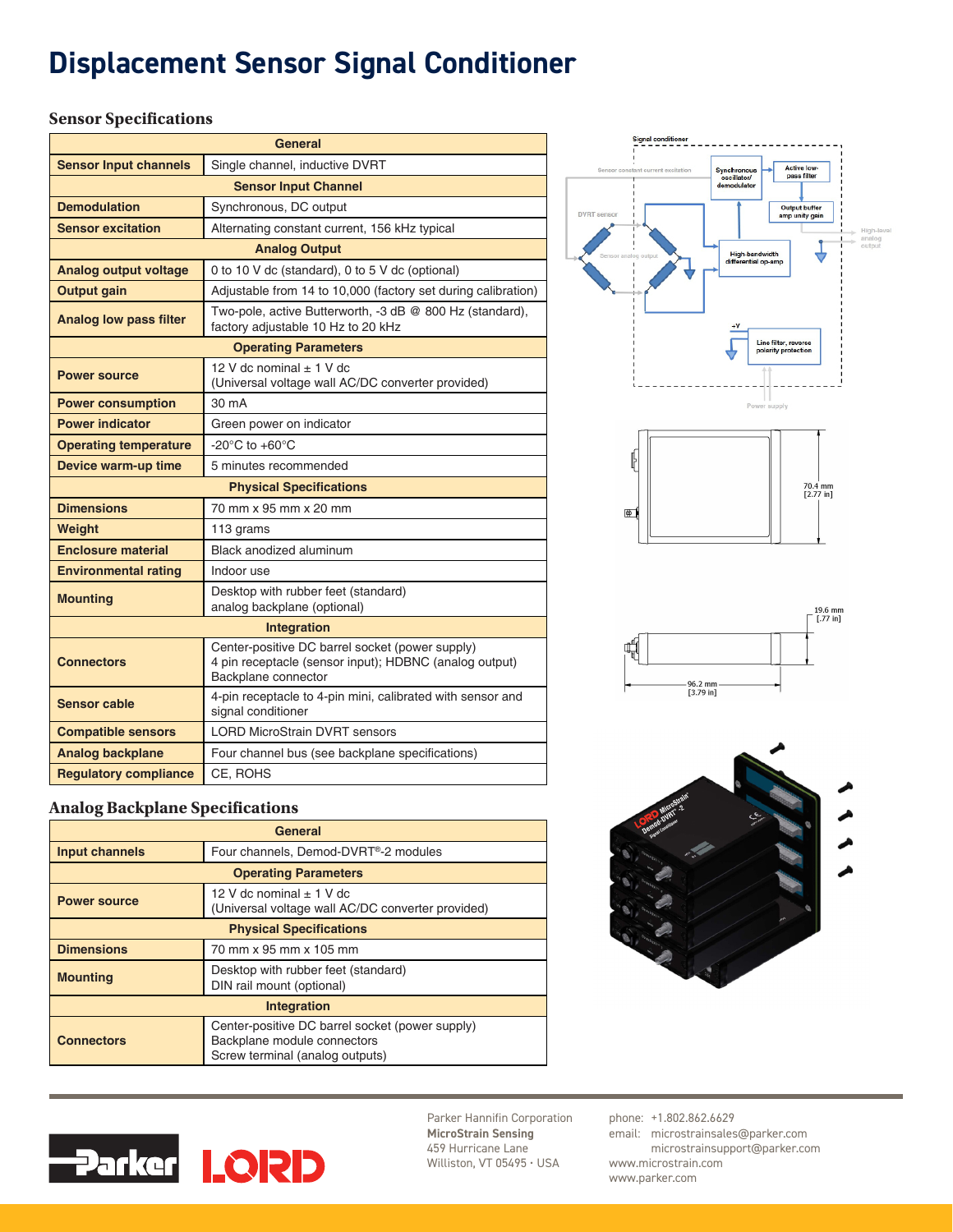# Displacement Sensor Signal Conditioner

## Sensor Specifications

| | |
|---|---|
| **General** | |
| **Sensor Input channels** | Single channel, inductive DVRT |
| **Sensor Input Channel** | |
| **Demodulation** | Synchronous, DC output |
| **Sensor excitation** | Alternating constant current, 156 kHz typical |
| **Analog Output** | |
| **Analog output voltage** | 0 to 10 V dc (standard), 0 to 5 V dc (optional) |
| **Output gain** | Adjustable from 14 to 10,000 (factory set during calibration) |
| **Analog low pass filter** | Two-pole, active Butterworth, -3 dB @ 800 Hz (standard), factory adjustable 10 Hz to 20 kHz |
| **Operating Parameters** | |
| **Power source** | 12 V dc nominal ± 1 V dc (Universal voltage wall AC/DC converter provided) |
| **Power consumption** | 30 mA |
| **Power indicator** | Green power on indicator |
| **Operating temperature** | -20°C to +60°C |
| **Device warm-up time** | 5 minutes recommended |
| **Physical Specifications** | |
| **Dimensions** | 70 mm x 95 mm x 20 mm |
| **Weight** | 113 grams |
| **Enclosure material** | Black anodized aluminum |
| **Environmental rating** | Indoor use |
| **Mounting** | Desktop with rubber feet (standard) analog backplane (optional) |
| **Integration** | |
| **Connectors** | Center-positive DC barrel socket (power supply) 4 pin receptacle (sensor input); HDBNC (analog output) Backplane connector |
| **Sensor cable** | 4-pin receptacle to 4-pin mini, calibrated with sensor and signal conditioner |
| **Compatible sensors** | LORD MicroStrain DVRT sensors |
| **Analog backplane** | Four channel bus (see backplane specifications) |
| **Regulatory compliance** | CE, ROHS |

## Analog Backplane Specifications

| | |
|---|---|
| **General** | |
| **Input channels** | Four channels, Demod-DVRT®-2 modules |
| **Operating Parameters** | |
| **Power source** | 12 V dc nominal ± 1 V dc (Universal voltage wall AC/DC converter provided) |
| **Physical Specifications** | |
| **Dimensions** | 70 mm x 95 mm x 105 mm |
| **Mounting** | Desktop with rubber feet (standard) DIN rail mount (optional) |
| **Integration** | |
| **Connectors** | Center-positive DC barrel socket (power supply) Backplane module connectors Screw terminal (analog outputs) |

Signal conditioner
Sensor constant current excitation
Synchronous oscillator/ demodulator
Active low-pass filter
Output buffer amp unity gain
DVRT sensor
Sensor analog output
High-bandwidth differential op-amp
High-level analog output
+V
Line filter, reverse polarity protection
Power supply

70.4 mm [2.77 in]
19.6 mm [.77 in]
96.2 mm [3.79 in]

Parker Hannifin Corporation
**MicroStrain Sensing**
459 Hurricane Lane
Williston, VT 05495 · USA

phone: +1.802.862.6629
email: microstrainsales@parker.com
microstrainsupport@parker.com
www.microstrain.com
www.parker.com